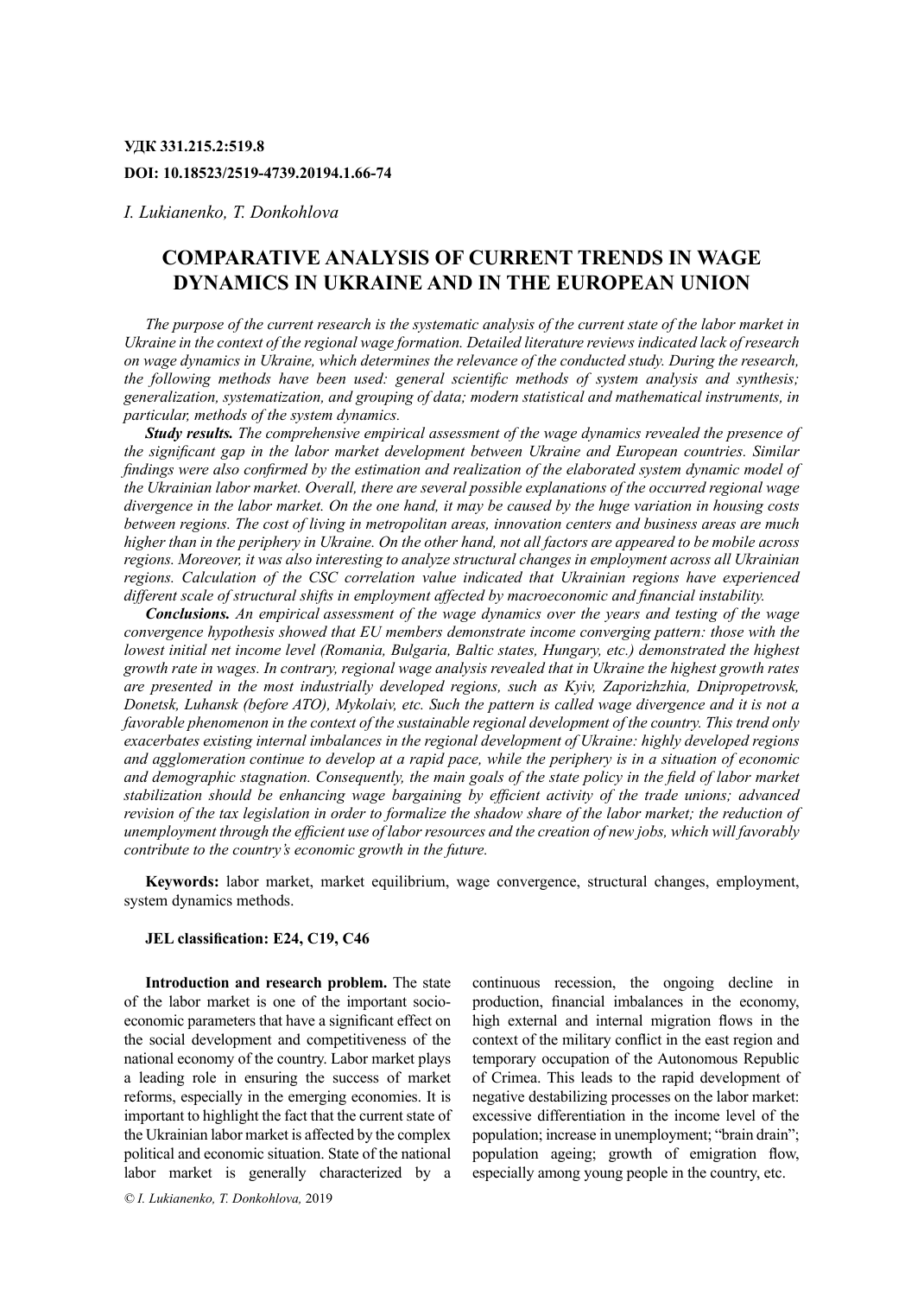**УДК 331.215.2:519.8**

**DOI: 10.18523/2519-4739.20194.1.66-74**

*I. Lukianenko, T. Donkohlova*

# COMPARATIVE ANALYSIS OF CURRENT TRENDS IN WAGE DYNAMICS IN UKRAINE AND IN THE EUROPEAN UNION

*The purpose of the current research is the systematic analysis of the current state of the labor market in Ukraine in the context of the regional wage formation. Detailed literature reviews indicated lack of research on wage dynamics in Ukraine, which determines the relevance of the conducted study. During the research, the following methods have been used: general scientific methods of system analysis and synthesis; generalization, systematization, and grouping of data; modern statistical and mathematical instruments, in particular, methods of the system dynamics.*

***Study results.*** *The comprehensive empirical assessment of the wage dynamics revealed the presence of the significant gap in the labor market development between Ukraine and European countries. Similar findings were also confirmed by the estimation and realization of the elaborated system dynamic model of the Ukrainian labor market. Overall, there are several possible explanations of the occurred regional wage divergence in the labor market. On the one hand, it may be caused by the huge variation in housing costs between regions. The cost of living in metropolitan areas, innovation centers and business areas are much higher than in the periphery in Ukraine. On the other hand, not all factors are appeared to be mobile across regions. Moreover, it was also interesting to analyze structural changes in employment across all Ukrainian regions. Calculation of the CSC correlation value indicated that Ukrainian regions have experienced different scale of structural shifts in employment affected by macroeconomic and financial instability.*

***Conclusions.*** *An empirical assessment of the wage dynamics over the years and testing of the wage convergence hypothesis showed that EU members demonstrate income converging pattern: those with the lowest initial net income level (Romania, Bulgaria, Baltic states, Hungary, etc.) demonstrated the highest growth rate in wages. In contrary, regional wage analysis revealed that in Ukraine the highest growth rates are presented in the most industrially developed regions, such as Kyiv, Zaporizhzhia, Dnipropetrovsk, Donetsk, Luhansk (before ATO), Mykolaiv, etc. Such the pattern is called wage divergence and it is not a favorable phenomenon in the context of the sustainable regional development of the country. This trend only exacerbates existing internal imbalances in the regional development of Ukraine: highly developed regions and agglomeration continue to develop at a rapid pace, while the periphery is in a situation of economic and demographic stagnation. Consequently, the main goals of the state policy in the field of labor market stabilization should be enhancing wage bargaining by efficient activity of the trade unions; advanced revision of the tax legislation in order to formalize the shadow share of the labor market; the reduction of unemployment through the efficient use of labor resources and the creation of new jobs, which will favorably contribute to the country's economic growth in the future.*

**Keywords:** labor market, market equilibrium, wage convergence, structural changes, employment, system dynamics methods.

**JEL classification: E24, C19, C46**

**Introduction and research problem.** The state of the labor market is one of the important socio-economic parameters that have a significant effect on the social development and competitiveness of the national economy of the country. Labor market plays a leading role in ensuring the success of market reforms, especially in the emerging economies. It is important to highlight the fact that the current state of the Ukrainian labor market is affected by the complex political and economic situation. State of the national labor market is generally characterized by a continuous recession, the ongoing decline in production, financial imbalances in the economy, high external and internal migration flows in the context of the military conflict in the east region and temporary occupation of the Autonomous Republic of Crimea. This leads to the rapid development of negative destabilizing processes on the labor market: excessive differentiation in the income level of the population; increase in unemployment; "brain drain"; population ageing; growth of emigration flow, especially among young people in the country, etc.

*© I. Lukianenko, T. Donkohlova,* 2019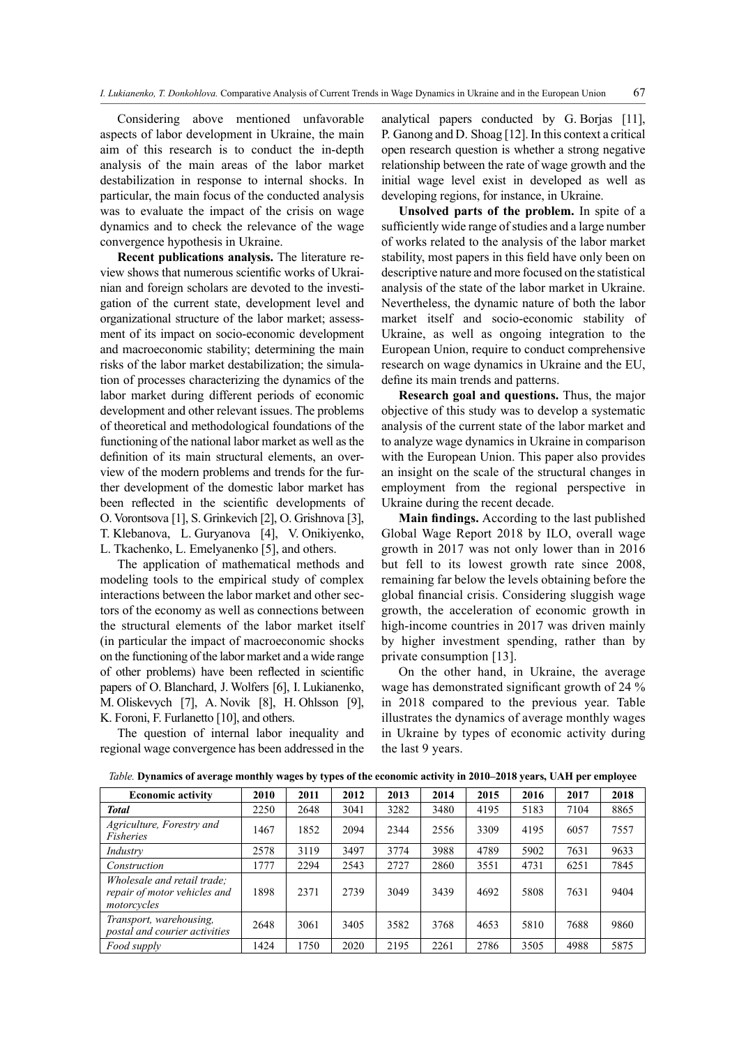Considering above mentioned unfavorable aspects of labor development in Ukraine, the main aim of this research is to conduct the in-depth analysis of the main areas of the labor market destabilization in response to internal shocks. In particular, the main focus of the conducted analysis was to evaluate the impact of the crisis on wage dynamics and to check the relevance of the wage convergence hypothesis in Ukraine.

**Recent publications analysis.** The literature review shows that numerous scientific works of Ukrainian and foreign scholars are devoted to the investigation of the current state, development level and organizational structure of the labor market; assessment of its impact on socio-economic development and macroeconomic stability; determining the main risks of the labor market destabilization; the simulation of processes characterizing the dynamics of the labor market during different periods of economic development and other relevant issues. The problems of theoretical and methodological foundations of the functioning of the national labor market as well as the definition of its main structural elements, an overview of the modern problems and trends for the further development of the domestic labor market has been reflected in the scientific developments of O. Vorontsova [1], S. Grinkevich [2], O. Grishnova [3], T. Klebanova, L. Guryanova [4], V. Onikiyenko, L. Tkachenko, L. Emelyanenko [5], and others.

The application of mathematical methods and modeling tools to the empirical study of complex interactions between the labor market and other sectors of the economy as well as connections between the structural elements of the labor market itself (in particular the impact of macroeconomic shocks on the functioning of the labor market and a wide range of other problems) have been reflected in scientific papers of O. Blanchard, J. Wolfers [6], I. Lukianenko, M. Oliskevych [7], A. Novik [8], H. Ohlsson [9], K. Foroni, F. Furlanetto [10], and others.

The question of internal labor inequality and regional wage convergence has been addressed in the analytical papers conducted by G. Borjas [11], P. Ganong and D. Shoag [12]. In this context a critical open research question is whether a strong negative relationship between the rate of wage growth and the initial wage level exist in developed as well as developing regions, for instance, in Ukraine.

**Unsolved parts of the problem.** In spite of a sufficiently wide range of studies and a large number of works related to the analysis of the labor market stability, most papers in this field have only been on descriptive nature and more focused on the statistical analysis of the state of the labor market in Ukraine. Nevertheless, the dynamic nature of both the labor market itself and socio-economic stability of Ukraine, as well as ongoing integration to the European Union, require to conduct comprehensive research on wage dynamics in Ukraine and the EU, define its main trends and patterns.

**Research goal and questions.** Thus, the major objective of this study was to develop a systematic analysis of the current state of the labor market and to analyze wage dynamics in Ukraine in comparison with the European Union. This paper also provides an insight on the scale of the structural changes in employment from the regional perspective in Ukraine during the recent decade.

**Main findings.** According to the last published Global Wage Report 2018 by ILO, overall wage growth in 2017 was not only lower than in 2016 but fell to its lowest growth rate since 2008, remaining far below the levels obtaining before the global financial crisis. Considering sluggish wage growth, the acceleration of economic growth in high-income countries in 2017 was driven mainly by higher investment spending, rather than by private consumption [13].

On the other hand, in Ukraine, the average wage has demonstrated significant growth of 24 % in 2018 compared to the previous year. Table illustrates the dynamics of average monthly wages in Ukraine by types of economic activity during the last 9 years.

*Table.* **Dynamics of average monthly wages by types of the economic activity in 2010–2018 years, UAH per employee**

| Economic activity | 2010 | 2011 | 2012 | 2013 | 2014 | 2015 | 2016 | 2017 | 2018 |
|---|---|---|---|---|---|---|---|---|---|
| ***Total*** | 2250 | 2648 | 3041 | 3282 | 3480 | 4195 | 5183 | 7104 | 8865 |
| *Agriculture, Forestry and Fisheries* | 1467 | 1852 | 2094 | 2344 | 2556 | 3309 | 4195 | 6057 | 7557 |
| *Industry* | 2578 | 3119 | 3497 | 3774 | 3988 | 4789 | 5902 | 7631 | 9633 |
| *Construction* | 1777 | 2294 | 2543 | 2727 | 2860 | 3551 | 4731 | 6251 | 7845 |
| *Wholesale and retail trade; repair of motor vehicles and motorcycles* | 1898 | 2371 | 2739 | 3049 | 3439 | 4692 | 5808 | 7631 | 9404 |
| *Transport, warehousing, postal and courier activities* | 2648 | 3061 | 3405 | 3582 | 3768 | 4653 | 5810 | 7688 | 9860 |
| *Food supply* | 1424 | 1750 | 2020 | 2195 | 2261 | 2786 | 3505 | 4988 | 5875 |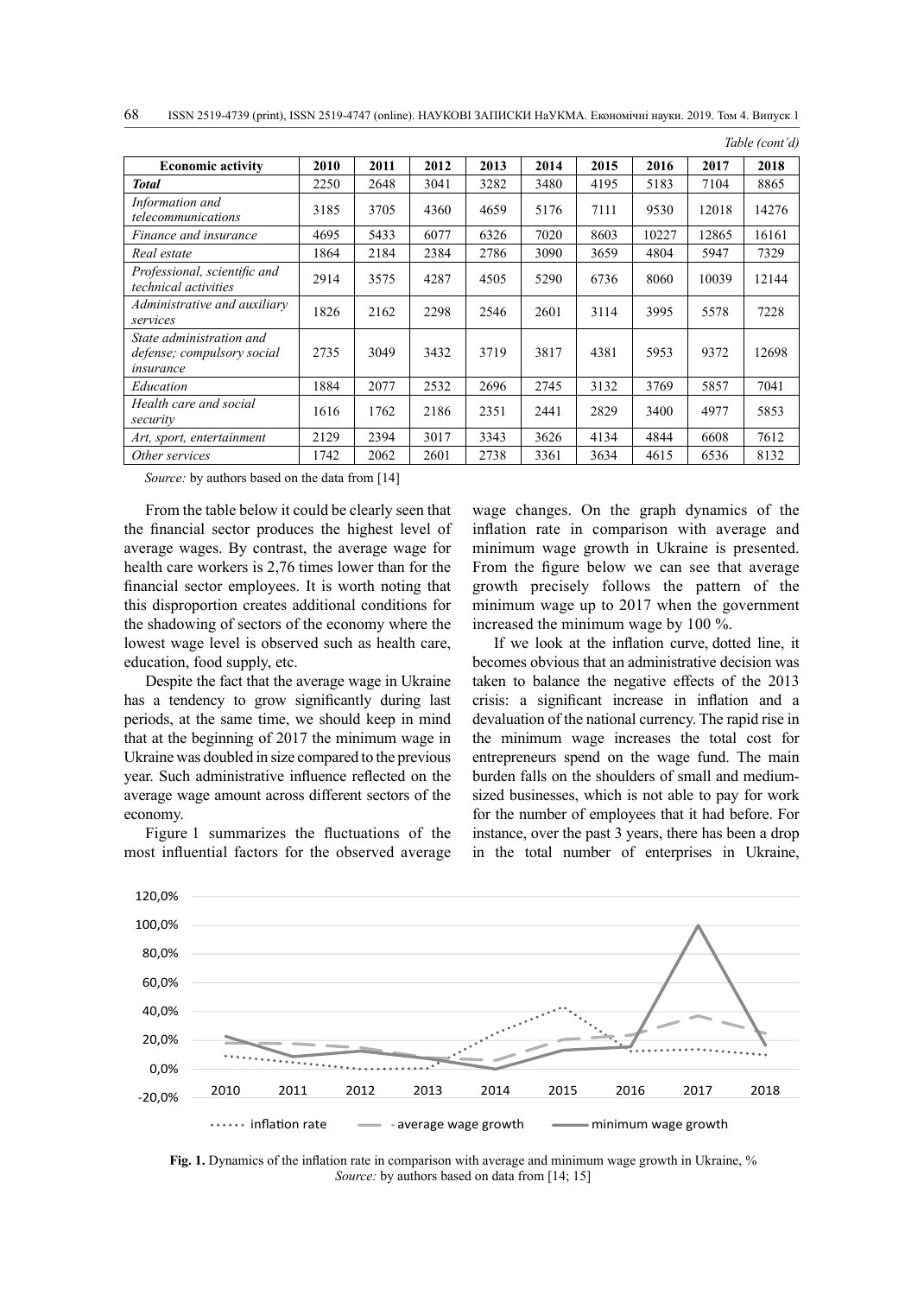*Table (cont'd)*

| Economic activity | 2010 | 2011 | 2012 | 2013 | 2014 | 2015 | 2016 | 2017 | 2018 |
|---|---|---|---|---|---|---|---|---|---|
| ***Total*** | 2250 | 2648 | 3041 | 3282 | 3480 | 4195 | 5183 | 7104 | 8865 |
| *Information and telecommunications* | 3185 | 3705 | 4360 | 4659 | 5176 | 7111 | 9530 | 12018 | 14276 |
| *Finance and insurance* | 4695 | 5433 | 6077 | 6326 | 7020 | 8603 | 10227 | 12865 | 16161 |
| *Real estate* | 1864 | 2184 | 2384 | 2786 | 3090 | 3659 | 4804 | 5947 | 7329 |
| *Professional, scientific and technical activities* | 2914 | 3575 | 4287 | 4505 | 5290 | 6736 | 8060 | 10039 | 12144 |
| *Administrative and auxiliary services* | 1826 | 2162 | 2298 | 2546 | 2601 | 3114 | 3995 | 5578 | 7228 |
| *State administration and defense; compulsory social insurance* | 2735 | 3049 | 3432 | 3719 | 3817 | 4381 | 5953 | 9372 | 12698 |
| *Education* | 1884 | 2077 | 2532 | 2696 | 2745 | 3132 | 3769 | 5857 | 7041 |
| *Health care and social security* | 1616 | 1762 | 2186 | 2351 | 2441 | 2829 | 3400 | 4977 | 5853 |
| *Art, sport, entertainment* | 2129 | 2394 | 3017 | 3343 | 3626 | 4134 | 4844 | 6608 | 7612 |
| *Other services* | 1742 | 2062 | 2601 | 2738 | 3361 | 3634 | 4615 | 6536 | 8132 |

*Source:* by authors based on the data from [14]

From the table below it could be clearly seen that the financial sector produces the highest level of average wages. By contrast, the average wage for health care workers is 2,76 times lower than for the financial sector employees. It is worth noting that this disproportion creates additional conditions for the shadowing of sectors of the economy where the lowest wage level is observed such as health care, education, food supply, etc.

Despite the fact that the average wage in Ukraine has a tendency to grow significantly during last periods, at the same time, we should keep in mind that at the beginning of 2017 the minimum wage in Ukraine was doubled in size compared to the previous year. Such administrative influence reflected on the average wage amount across different sectors of the economy.

Figure 1 summarizes the fluctuations of the most influential factors for the observed average wage changes. On the graph dynamics of the inflation rate in comparison with average and minimum wage growth in Ukraine is presented. From the figure below we can see that average growth precisely follows the pattern of the minimum wage up to 2017 when the government increased the minimum wage by 100 %.

If we look at the inflation curve, dotted line, it becomes obvious that an administrative decision was taken to balance the negative effects of the 2013 crisis: a significant increase in inflation and a devaluation of the national currency. The rapid rise in the minimum wage increases the total cost for entrepreneurs spend on the wage fund. The main burden falls on the shoulders of small and medium-sized businesses, which is not able to pay for work for the number of employees that it had before. For instance, over the past 3 years, there has been a drop in the total number of enterprises in Ukraine,

**Fig. 1.** Dynamics of the inflation rate in comparison with average and minimum wage growth in Ukraine, %
*Source:* by authors based on data from [14; 15]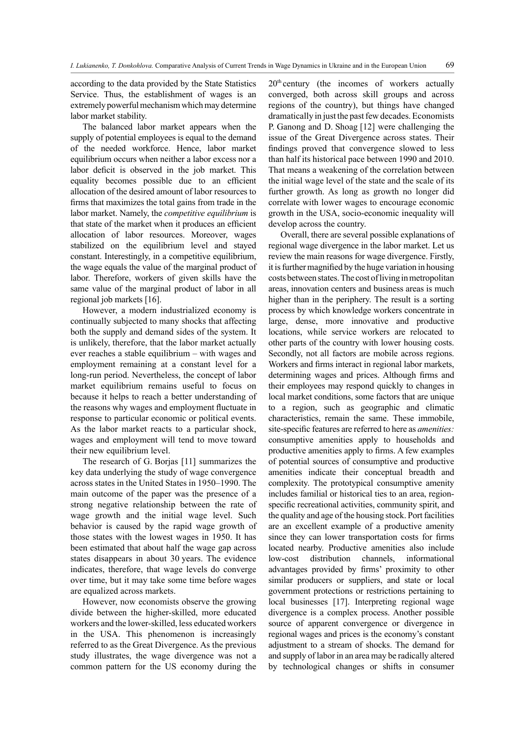according to the data provided by the State Statistics Service. Thus, the establishment of wages is an extremely powerful mechanism which may determine labor market stability.

The balanced labor market appears when the supply of potential employees is equal to the demand of the needed workforce. Hence, labor market equilibrium occurs when neither a labor excess nor a labor deficit is observed in the job market. This equality becomes possible due to an efficient allocation of the desired amount of labor resources to firms that maximizes the total gains from trade in the labor market. Namely, the *competitive equilibrium* is that state of the market when it produces an efficient allocation of labor resources. Moreover, wages stabilized on the equilibrium level and stayed constant. Interestingly, in a competitive equilibrium, the wage equals the value of the marginal product of labor. Therefore, workers of given skills have the same value of the marginal product of labor in all regional job markets [16].

However, a modern industrialized economy is continually subjected to many shocks that affecting both the supply and demand sides of the system. It is unlikely, therefore, that the labor market actually ever reaches a stable equilibrium – with wages and employment remaining at a constant level for a long-run period. Nevertheless, the concept of labor market equilibrium remains useful to focus on because it helps to reach a better understanding of the reasons why wages and employment fluctuate in response to particular economic or political events. As the labor market reacts to a particular shock, wages and employment will tend to move toward their new equilibrium level.

The research of G. Borjas [11] summarizes the key data underlying the study of wage convergence across states in the United States in 1950–1990. The main outcome of the paper was the presence of a strong negative relationship between the rate of wage growth and the initial wage level. Such behavior is caused by the rapid wage growth of those states with the lowest wages in 1950. It has been estimated that about half the wage gap across states disappears in about 30 years. The evidence indicates, therefore, that wage levels do converge over time, but it may take some time before wages are equalized across markets.

However, now economists observe the growing divide between the higher-skilled, more educated workers and the lower-skilled, less educated workers in the USA. This phenomenon is increasingly referred to as the Great Divergence. As the previous study illustrates, the wage divergence was not a common pattern for the US economy during the 20th century (the incomes of workers actually converged, both across skill groups and across regions of the country), but things have changed dramatically in just the past few decades. Economists P. Ganong and D. Shoag [12] were challenging the issue of the Great Divergence across states. Their findings proved that convergence slowed to less than half its historical pace between 1990 and 2010. That means a weakening of the correlation between the initial wage level of the state and the scale of its further growth. As long as growth no longer did correlate with lower wages to encourage economic growth in the USA, socio-economic inequality will develop across the country.

Overall, there are several possible explanations of regional wage divergence in the labor market. Let us review the main reasons for wage divergence. Firstly, it is further magnified by the huge variation in housing costs between states. The cost of living in metropolitan areas, innovation centers and business areas is much higher than in the periphery. The result is a sorting process by which knowledge workers concentrate in large, dense, more innovative and productive locations, while service workers are relocated to other parts of the country with lower housing costs. Secondly, not all factors are mobile across regions. Workers and firms interact in regional labor markets, determining wages and prices. Although firms and their employees may respond quickly to changes in local market conditions, some factors that are unique to a region, such as geographic and climatic characteristics, remain the same. These immobile, site-specific features are referred to here as *amenities:* consumptive amenities apply to households and productive amenities apply to firms. A few examples of potential sources of consumptive and productive amenities indicate their conceptual breadth and complexity. The prototypical consumptive amenity includes familial or historical ties to an area, region-specific recreational activities, community spirit, and the quality and age of the housing stock. Port facilities are an excellent example of a productive amenity since they can lower transportation costs for firms located nearby. Productive amenities also include low-cost distribution channels, informational advantages provided by firms' proximity to other similar producers or suppliers, and state or local government protections or restrictions pertaining to local businesses [17]. Interpreting regional wage divergence is a complex process. Another possible source of apparent convergence or divergence in regional wages and prices is the economy's constant adjustment to a stream of shocks. The demand for and supply of labor in an area may be radically altered by technological changes or shifts in consumer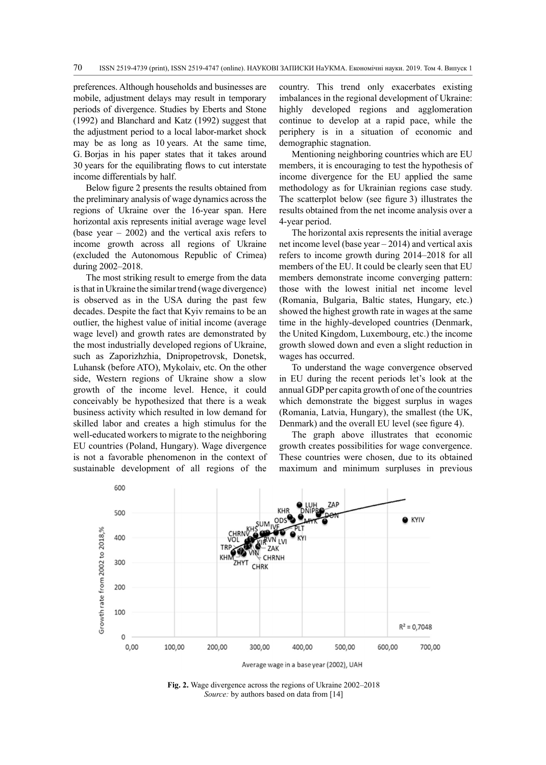preferences. Although households and businesses are mobile, adjustment delays may result in temporary periods of divergence. Studies by Eberts and Stone (1992) and Blanchard and Katz (1992) suggest that the adjustment period to a local labor-market shock may be as long as 10 years. At the same time, G. Borjas in his paper states that it takes around 30 years for the equilibrating flows to cut interstate income differentials by half.

Below figure 2 presents the results obtained from the preliminary analysis of wage dynamics across the regions of Ukraine over the 16-year span. Here horizontal axis represents initial average wage level (base year – 2002) and the vertical axis refers to income growth across all regions of Ukraine (excluded the Autonomous Republic of Crimea) during 2002–2018.

The most striking result to emerge from the data is that in Ukraine the similar trend (wage divergence) is observed as in the USA during the past few decades. Despite the fact that Kyiv remains to be an outlier, the highest value of initial income (average wage level) and growth rates are demonstrated by the most industrially developed regions of Ukraine, such as Zaporizhzhia, Dnipropetrovsk, Donetsk, Luhansk (before ATO), Mykolaiv, etc. On the other side, Western regions of Ukraine show a slow growth of the income level. Hence, it could conceivably be hypothesized that there is a weak business activity which resulted in low demand for skilled labor and creates a high stimulus for the well-educated workers to migrate to the neighboring EU countries (Poland, Hungary). Wage divergence is not a favorable phenomenon in the context of sustainable development of all regions of the country. This trend only exacerbates existing imbalances in the regional development of Ukraine: highly developed regions and agglomeration continue to develop at a rapid pace, while the periphery is in a situation of economic and demographic stagnation.

Mentioning neighboring countries which are EU members, it is encouraging to test the hypothesis of income divergence for the EU applied the same methodology as for Ukrainian regions case study. The scatterplot below (see figure 3) illustrates the results obtained from the net income analysis over a 4-year period.

The horizontal axis represents the initial average net income level (base year – 2014) and vertical axis refers to income growth during 2014–2018 for all members of the EU. It could be clearly seen that EU members demonstrate income converging pattern: those with the lowest initial net income level (Romania, Bulgaria, Baltic states, Hungary, etc.) showed the highest growth rate in wages at the same time in the highly-developed countries (Denmark, the United Kingdom, Luxembourg, etc.) the income growth slowed down and even a slight reduction in wages has occurred.

To understand the wage convergence observed in EU during the recent periods let's look at the annual GDP per capita growth of one of the countries which demonstrate the biggest surplus in wages (Romania, Latvia, Hungary), the smallest (the UK, Denmark) and the overall EU level (see figure 4).

The graph above illustrates that economic growth creates possibilities for wage convergence. These countries were chosen, due to its obtained maximum and minimum surpluses in previous

**Fig. 2.** Wage divergence across the regions of Ukraine 2002–2018
*Source:* by authors based on data from [14]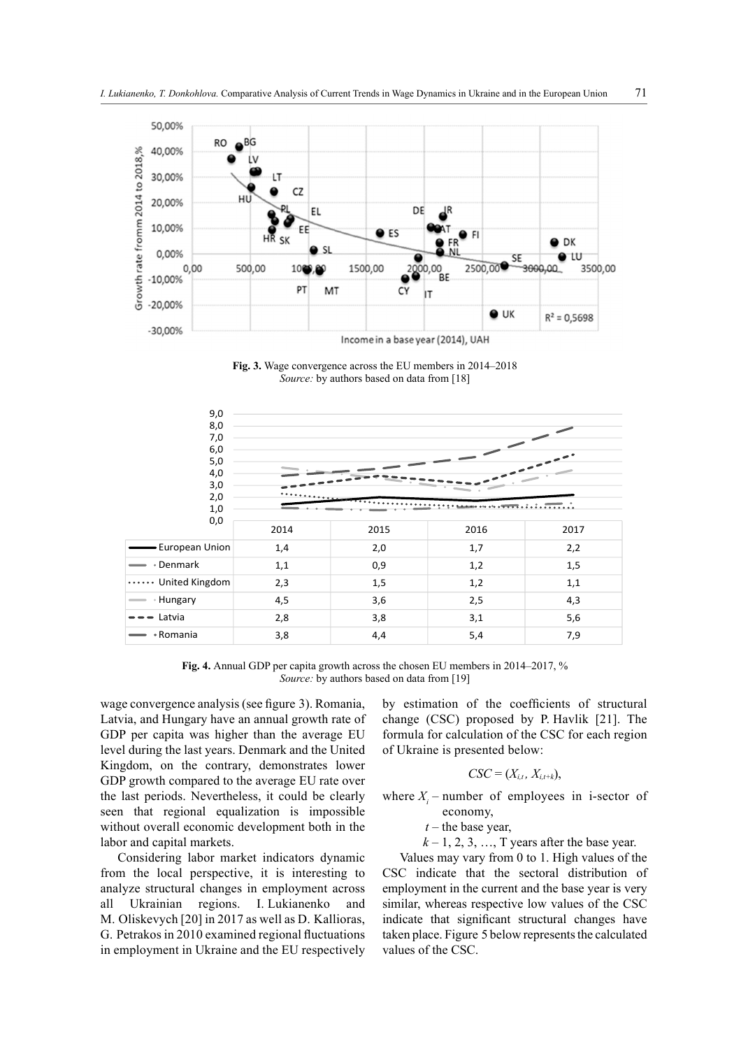Fig. 3. Wage convergence across the EU members in 2014–2018
*Source:* by authors based on data from [18]

| | 2014 | 2015 | 2016 | 2017 |
|---|---|---|---|---|
| European Union | 1,4 | 2,0 | 1,7 | 2,2 |
| Denmark | 1,1 | 0,9 | 1,2 | 1,5 |
| United Kingdom | 2,3 | 1,5 | 1,2 | 1,1 |
| Hungary | 4,5 | 3,6 | 2,5 | 4,3 |
| Latvia | 2,8 | 3,8 | 3,1 | 5,6 |
| Romania | 3,8 | 4,4 | 5,4 | 7,9 |

Fig. 4. Annual GDP per capita growth across the chosen EU members in 2014–2017, %
*Source:* by authors based on data from [19]

wage convergence analysis (see figure 3). Romania, Latvia, and Hungary have an annual growth rate of GDP per capita was higher than the average EU level during the last years. Denmark and the United Kingdom, on the contrary, demonstrates lower GDP growth compared to the average EU rate over the last periods. Nevertheless, it could be clearly seen that regional equalization is impossible without overall economic development both in the labor and capital markets.

Considering labor market indicators dynamic from the local perspective, it is interesting to analyze structural changes in employment across all Ukrainian regions. I. Lukianenko and M. Oliskevych [20] in 2017 as well as D. Kallioras, G. Petrakos in 2010 examined regional fluctuations in employment in Ukraine and the EU respectively by estimation of the coefficients of structural change (CSC) proposed by P. Havlik [21]. The formula for calculation of the CSC for each region of Ukraine is presented below:

$$CSC = (X_{i,t},\ X_{i,t+k}),$$

where $X_i$ – number of employees in i-sector of economy,

$t$ – the base year,

$k$ – 1, 2, 3, …, T years after the base year.

Values may vary from 0 to 1. High values of the CSC indicate that the sectoral distribution of employment in the current and the base year is very similar, whereas respective low values of the CSC indicate that significant structural changes have taken place. Figure 5 below represents the calculated values of the CSC.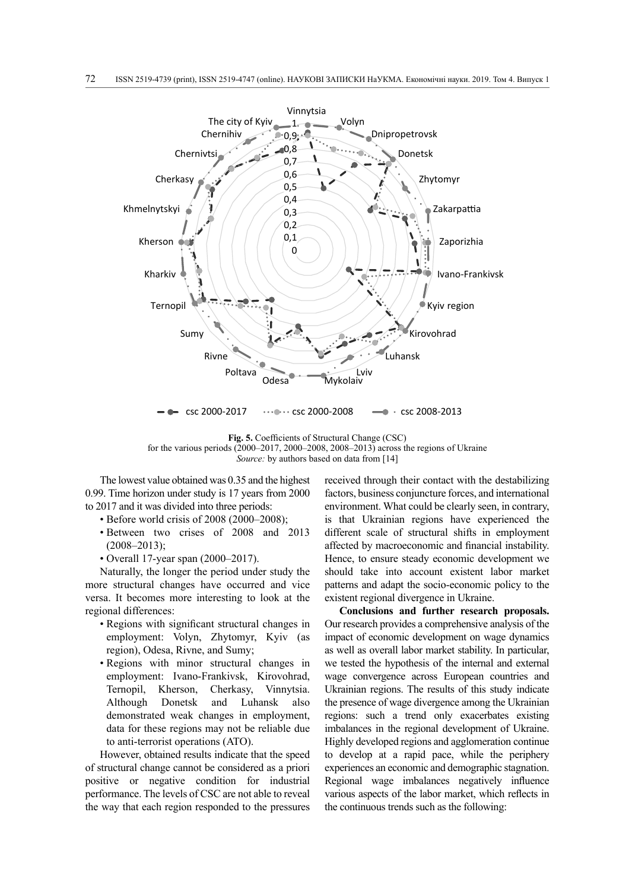**Fig. 5.** Coefficients of Structural Change (CSC) for the various periods (2000–2017, 2000–2008, 2008–2013) across the regions of Ukraine

*Source:* by authors based on data from [14]

The lowest value obtained was 0.35 and the highest 0.99. Time horizon under study is 17 years from 2000 to 2017 and it was divided into three periods:

- Before world crisis of 2008 (2000–2008);
- Between two crises of 2008 and 2013 (2008–2013);
- Overall 17-year span (2000–2017).

Naturally, the longer the period under study the more structural changes have occurred and vice versa. It becomes more interesting to look at the regional differences:

- Regions with significant structural changes in employment: Volyn, Zhytomyr, Kyiv (as region), Odesa, Rivne, and Sumy;
- Regions with minor structural changes in employment: Ivano-Frankivsk, Kirovohrad, Ternopil, Kherson, Cherkasy, Vinnytsia. Although Donetsk and Luhansk also demonstrated weak changes in employment, data for these regions may not be reliable due to anti-terrorist operations (ATO).

However, obtained results indicate that the speed of structural change cannot be considered as a priori positive or negative condition for industrial performance. The levels of CSC are not able to reveal the way that each region responded to the pressures received through their contact with the destabilizing factors, business conjuncture forces, and international environment. What could be clearly seen, in contrary, is that Ukrainian regions have experienced the different scale of structural shifts in employment affected by macroeconomic and financial instability. Hence, to ensure steady economic development we should take into account existent labor market patterns and adapt the socio-economic policy to the existent regional divergence in Ukraine.

**Conclusions and further research proposals.** Our research provides a comprehensive analysis of the impact of economic development on wage dynamics as well as overall labor market stability. In particular, we tested the hypothesis of the internal and external wage convergence across European countries and Ukrainian regions. The results of this study indicate the presence of wage divergence among the Ukrainian regions: such a trend only exacerbates existing imbalances in the regional development of Ukraine. Highly developed regions and agglomeration continue to develop at a rapid pace, while the periphery experiences an economic and demographic stagnation. Regional wage imbalances negatively influence various aspects of the labor market, which reflects in the continuous trends such as the following: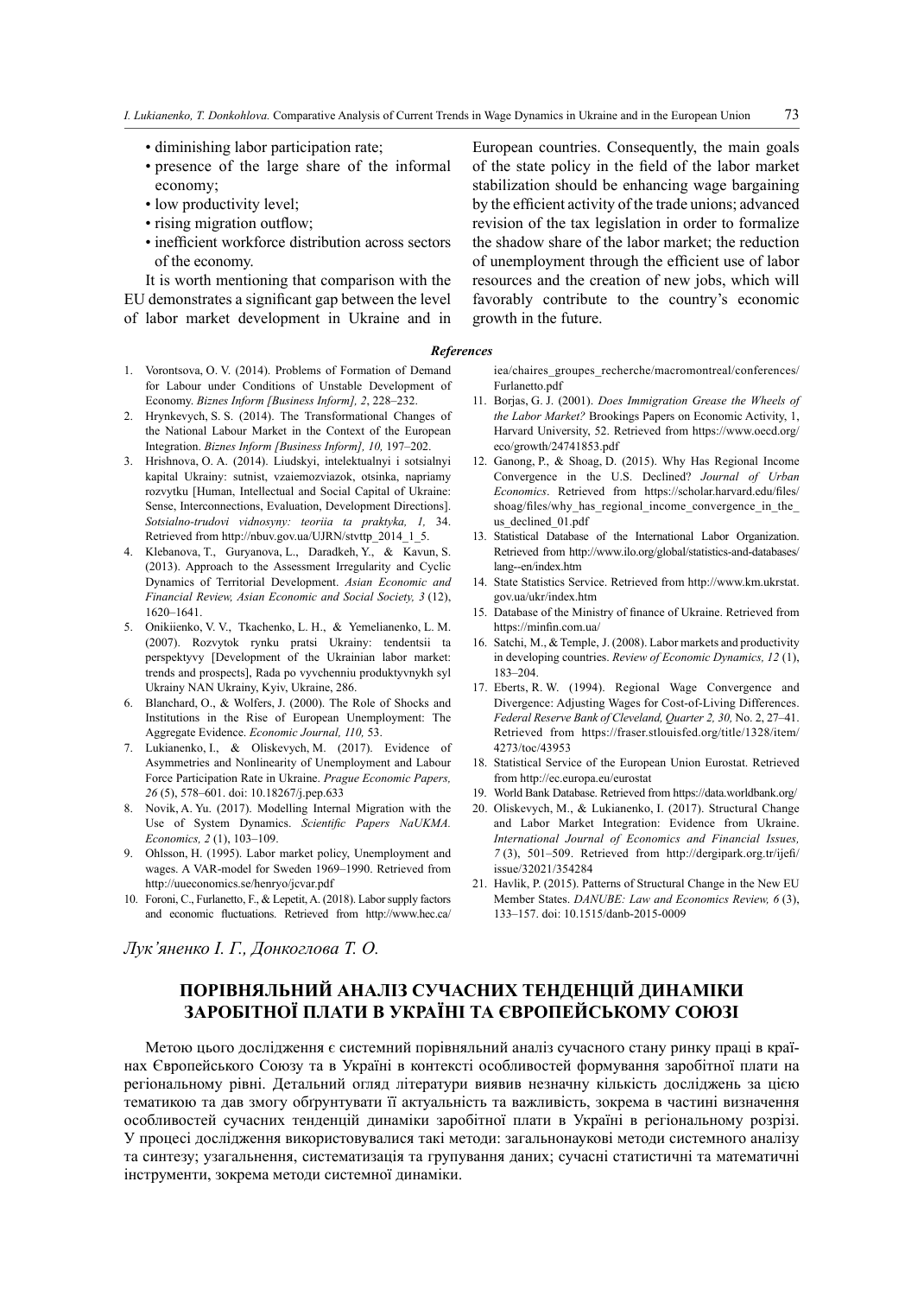- diminishing labor participation rate;
- presence of the large share of the informal economy;
- low productivity level;
- rising migration outflow;
- inefficient workforce distribution across sectors of the economy.

It is worth mentioning that comparison with the EU demonstrates a significant gap between the level of labor market development in Ukraine and in European countries. Consequently, the main goals of the state policy in the field of the labor market stabilization should be enhancing wage bargaining by the efficient activity of the trade unions; advanced revision of the tax legislation in order to formalize the shadow share of the labor market; the reduction of unemployment through the efficient use of labor resources and the creation of new jobs, which will favorably contribute to the country's economic growth in the future.

***References***

1. Vorontsova, O. V. (2014). Problems of Formation of Demand for Labour under Conditions of Unstable Development of Economy. *Biznes Inform [Business Inform], 2*, 228–232.
2. Hrynkevych, S. S. (2014). The Transformational Changes of the National Labour Market in the Context of the European Integration. *Biznes Inform [Business Inform], 10,* 197–202.
3. Hrishnova, O. A. (2014). Liudskyi, intelektualnyi i sotsialnyi kapital Ukrainy: sutnist, vzaiemozviazok, otsinka, napriamy rozvytku [Human, Intellectual and Social Capital of Ukraine: Sense, Interconnections, Evaluation, Development Directions]. *Sotsialno-trudovi vidnosyny: teoriia ta praktyka, 1,* 34. Retrieved from http://nbuv.gov.ua/UJRN/stvttp_2014_1_5.
4. Klebanova, T., Guryanova, L., Daradkeh, Y., & Kavun, S. (2013). Approach to the Assessment Irregularity and Cyclic Dynamics of Territorial Development. *Asian Economic and Financial Review, Asian Economic and Social Society, 3* (12), 1620–1641.
5. Onikiienko, V. V., Tkachenko, L. H., & Yemelianenko, L. M. (2007). Rozvytok rynku pratsi Ukrainy: tendentsii ta perspektyvy [Development of the Ukrainian labor market: trends and prospects], Rada po vyvchenniu produktyvnykh syl Ukrainy NAN Ukrainy, Kyiv, Ukraine, 286.
6. Blanchard, O., & Wolfers, J. (2000). The Role of Shocks and Institutions in the Rise of European Unemployment: The Aggregate Evidence. *Economic Journal, 110,* 53.
7. Lukianenko, I., & Oliskevych, M. (2017). Evidence of Asymmetries and Nonlinearity of Unemployment and Labour Force Participation Rate in Ukraine. *Prague Economic Papers, 26* (5), 578–601. doi: 10.18267/j.pep.633
8. Novik, A. Yu. (2017). Modelling Internal Migration with the Use of System Dynamics. *Scientific Papers NaUKMA. Economics, 2* (1), 103–109.
9. Ohlsson, H. (1995). Labor market policy, Unemployment and wages. A VAR-model for Sweden 1969–1990. Retrieved from http://uueconomics.se/henryo/jcvar.pdf
10. Foroni, C., Furlanetto, F., & Lepetit, A. (2018). Labor supply factors and economic fluctuations. Retrieved from http://www.hec.ca/iea/chaires_groupes_recherche/macromontreal/conferences/Furlanetto.pdf
11. Borjas, G. J. (2001). *Does Immigration Grease the Wheels of the Labor Market?* Brookings Papers on Economic Activity, 1, Harvard University, 52. Retrieved from https://www.oecd.org/eco/growth/24741853.pdf
12. Ganong, P., & Shoag, D. (2015). Why Has Regional Income Convergence in the U.S. Declined? *Journal of Urban Economics*. Retrieved from https://scholar.harvard.edu/files/shoag/files/why_has_regional_income_convergence_in_the_us_declined_01.pdf
13. Statistical Database of the International Labor Organization. Retrieved from http://www.ilo.org/global/statistics-and-databases/lang--en/index.htm
14. State Statistics Service. Retrieved from http://www.km.ukrstat.gov.ua/ukr/index.htm
15. Database of the Ministry of finance of Ukraine. Retrieved from https://minfin.com.ua/
16. Satchi, M., & Temple, J. (2008). Labor markets and productivity in developing countries. *Review of Economic Dynamics, 12* (1), 183–204.
17. Eberts, R. W. (1994). Regional Wage Convergence and Divergence: Adjusting Wages for Cost-of-Living Differences. *Federal Reserve Bank of Cleveland, Quarter 2, 30,* No. 2, 27–41. Retrieved from https://fraser.stlouisfed.org/title/1328/item/4273/toc/43953
18. Statistical Service of the European Union Eurostat. Retrieved from http://ec.europa.eu/eurostat
19. World Bank Database. Retrieved from https://data.worldbank.org/
20. Oliskevych, M., & Lukianenko, I. (2017). Structural Change and Labor Market Integration: Evidence from Ukraine. *International Journal of Economics and Financial Issues, 7* (3), 501–509. Retrieved from http://dergipark.org.tr/ijefi/issue/32021/354284
21. Havlik, P. (2015). Patterns of Structural Change in the New EU Member States. *DANUBE: Law and Economics Review, 6* (3), 133–157. doi: 10.1515/danb-2015-0009

*Лук'яненко І. Г., Донкоглова Т. О.*

## ПОРІВНЯЛЬНИЙ АНАЛІЗ СУЧАСНИХ ТЕНДЕНЦІЙ ДИНАМІКИ ЗАРОБІТНОЇ ПЛАТИ В УКРАЇНІ ТА ЄВРОПЕЙСЬКОМУ СОЮЗІ

Метою цього дослідження є системний порівняльний аналіз сучасного стану ринку праці в країнах Європейського Союзу та в Україні в контексті особливостей формування заробітної плати на регіональному рівні. Детальний огляд літератури виявив незначну кількість досліджень за цією тематикою та дав змогу обґрунтувати її актуальність та важливість, зокрема в частині визначення особливостей сучасних тенденцій динаміки заробітної плати в Україні в регіональному розрізі. У процесі дослідження використовувалися такі методи: загальнонаукові методи системного аналізу та синтезу; узагальнення, систематизація та групування даних; сучасні статистичні та математичні інструменти, зокрема методи системної динаміки.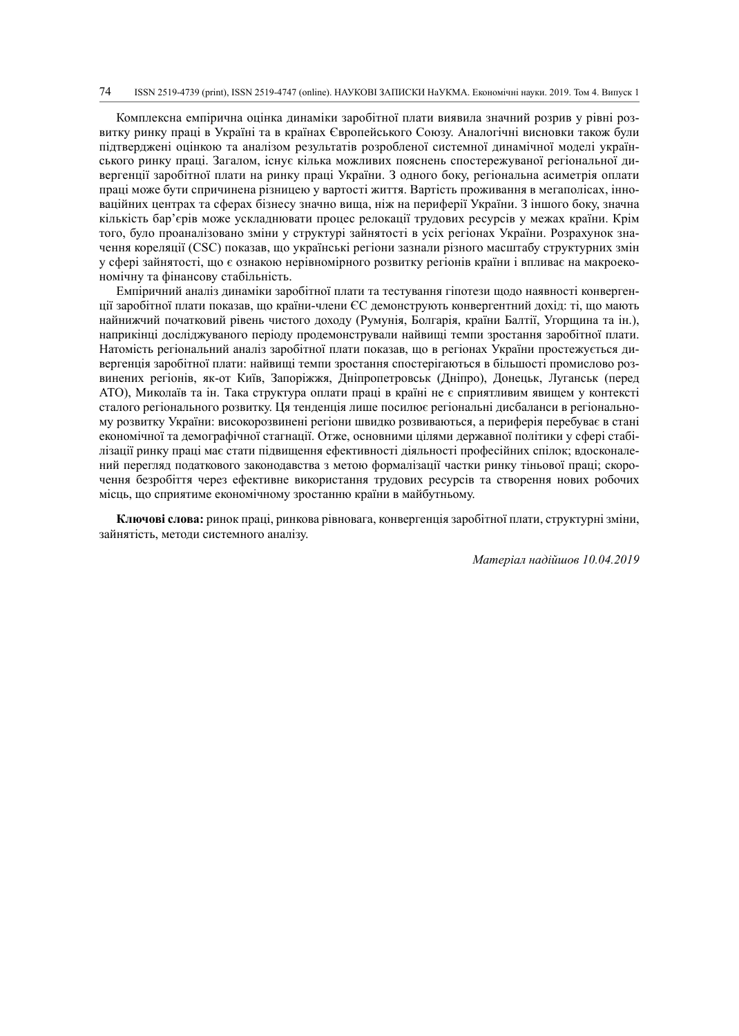Комплексна емпірична оцінка динаміки заробітної плати виявила значний розрив у рівні розвитку ринку праці в Україні та в країнах Європейського Союзу. Аналогічні висновки також були підтверджені оцінкою та аналізом результатів розробленої системної динамічної моделі українського ринку праці. Загалом, існує кілька можливих пояснень спостережуваної регіональної дивергенції заробітної плати на ринку праці України. З одного боку, регіональна асиметрія оплати праці може бути спричинена різницею у вартості життя. Вартість проживання в мегаполісах, інноваційних центрах та сферах бізнесу значно вища, ніж на периферії України. З іншого боку, значна кількість бар'єрів може ускладнювати процес релокації трудових ресурсів у межах країни. Крім того, було проаналізовано зміни у структурі зайнятості в усіх регіонах України. Розрахунок значення кореляції (CSC) показав, що українські регіони зазнали різного масштабу структурних змін у сфері зайнятості, що є ознакою нерівномірного розвитку регіонів країни і впливає на макроекономічну та фінансову стабільність.

Емпіричний аналіз динаміки заробітної плати та тестування гіпотези щодо наявності конвергенції заробітної плати показав, що країни-члени ЄС демонструють конвергентний дохід: ті, що мають найнижчий початковий рівень чистого доходу (Румунія, Болгарія, країни Балтії, Угорщина та ін.), наприкінці досліджуваного періоду продемонстрували найвищі темпи зростання заробітної плати. Натомість регіональний аналіз заробітної плати показав, що в регіонах України простежується дивергенція заробітної плати: найвищі темпи зростання спостерігаються в більшості промислово розвинених регіонів, як-от Київ, Запоріжжя, Дніпропетровськ (Дніпро), Донецьк, Луганськ (перед АТО), Миколаїв та ін. Така структура оплати праці в країні не є сприятливим явищем у контексті сталого регіонального розвитку. Ця тенденція лише посилює регіональні дисбаланси в регіональному розвитку України: високорозвинені регіони швидко розвиваються, а периферія перебуває в стані економічної та демографічної стагнації. Отже, основними цілями державної політики у сфері стабілізації ринку праці має стати підвищення ефективності діяльності професійних спілок; вдосконалений перегляд податкового законодавства з метою формалізації частки ринку тіньової праці; скорочення безробіття через ефективне використання трудових ресурсів та створення нових робочих місць, що сприятиме економічному зростанню країни в майбутньому.

**Ключові слова:** ринок праці, ринкова рівновага, конвергенція заробітної плати, структурні зміни, зайнятість, методи системного аналізу.

*Матеріал надійшов 10.04.2019*